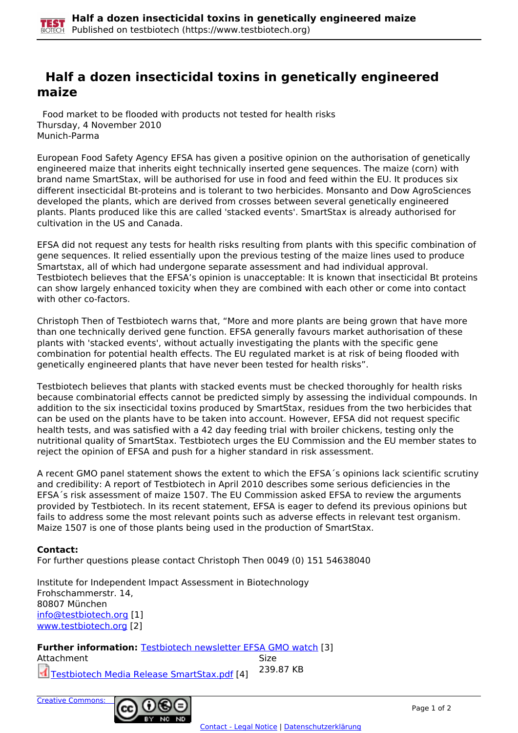# Half a dozen insecticidal toxins in genetically engineered maize

Food market to be flooded with products not tested for health risks
Thursday, 4 November 2010
Munich-Parma

European Food Safety Agency EFSA has given a positive opinion on the authorisation of genetically engineered maize that inherits eight technically inserted gene sequences. The maize (corn) with brand name SmartStax, will be authorised for use in food and feed within the EU. It produces six different insecticidal Bt-proteins and is tolerant to two herbicides. Monsanto and Dow AgroSciences developed the plants, which are derived from crosses between several genetically engineered plants. Plants produced like this are called 'stacked events'. SmartStax is already authorised for cultivation in the US and Canada.

EFSA did not request any tests for health risks resulting from plants with this specific combination of gene sequences. It relied essentially upon the previous testing of the maize lines used to produce Smartstax, all of which had undergone separate assessment and had individual approval. Testbiotech believes that the EFSA's opinion is unacceptable: It is known that insecticidal Bt proteins can show largely enhanced toxicity when they are combined with each other or come into contact with other co-factors.

Christoph Then of Testbiotech warns that, "More and more plants are being grown that have more than one technically derived gene function. EFSA generally favours market authorisation of these plants with 'stacked events', without actually investigating the plants with the specific gene combination for potential health effects. The EU regulated market is at risk of being flooded with genetically engineered plants that have never been tested for health risks".

Testbiotech believes that plants with stacked events must be checked thoroughly for health risks because combinatorial effects cannot be predicted simply by assessing the individual compounds. In addition to the six insecticidal toxins produced by SmartStax, residues from the two herbicides that can be used on the plants have to be taken into account. However, EFSA did not request specific health tests, and was satisfied with a 42 day feeding trial with broiler chickens, testing only the nutritional quality of SmartStax. Testbiotech urges the EU Commission and the EU member states to reject the opinion of EFSA and push for a higher standard in risk assessment.

A recent GMO panel statement shows the extent to which the EFSA´s opinions lack scientific scrutiny and credibility: A report of Testbiotech in April 2010 describes some serious deficiencies in the EFSA´s risk assessment of maize 1507. The EU Commission asked EFSA to review the arguments provided by Testbiotech. In its recent statement, EFSA is eager to defend its previous opinions but fails to address some the most relevant points such as adverse effects in relevant test organism. Maize 1507 is one of those plants being used in the production of SmartStax.

**Contact:**
For further questions please contact Christoph Then 0049 (0) 151 54638040

Institute for Independent Impact Assessment in Biotechnology
Frohschammerstr. 14,
80807 München
info@testbiotech.org [1]
www.testbiotech.org [2]

**Further information:** Testbiotech newsletter EFSA GMO watch [3]

| Attachment | Size |
|---|---|
| Testbiotech Media Release SmartStax.pdf [4] | 239.87 KB |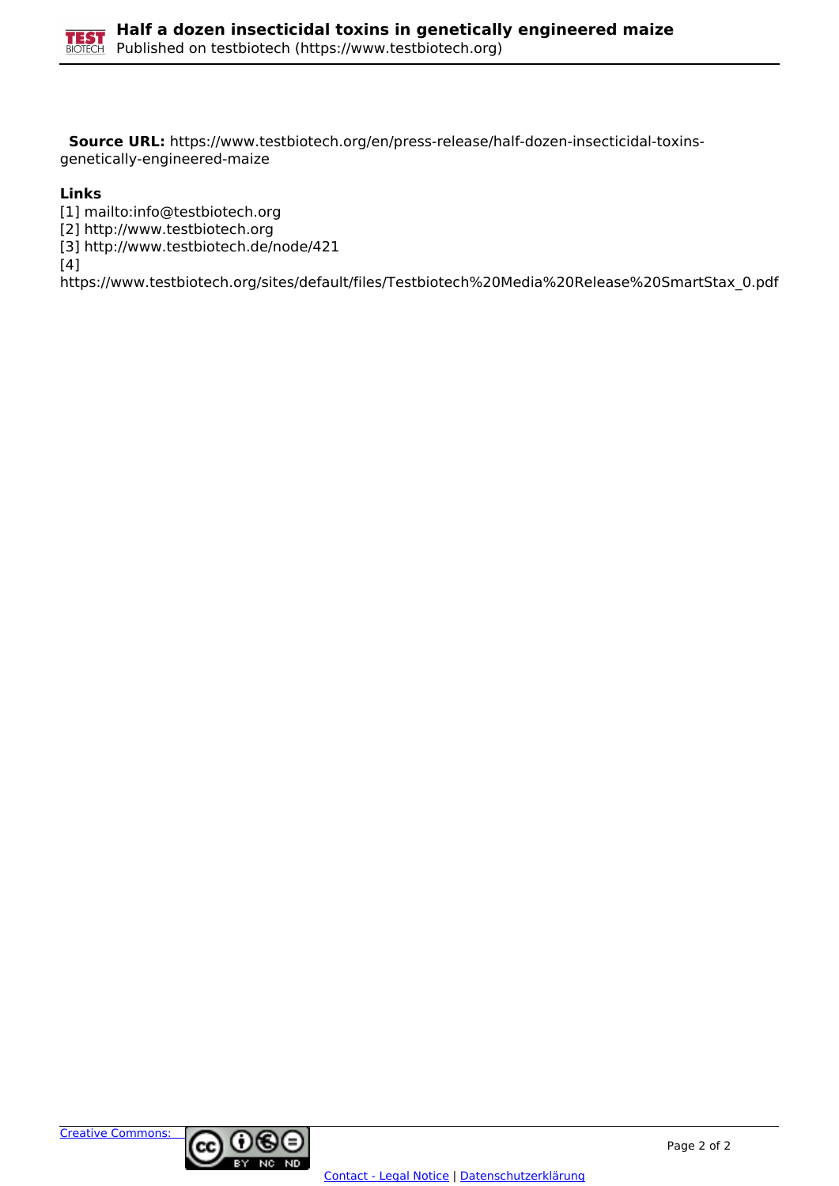**Source URL:** https://www.testbiotech.org/en/press-release/half-dozen-insecticidal-toxins-genetically-engineered-maize

**Links**

[1] mailto:info@testbiotech.org
[2] http://www.testbiotech.org
[3] http://www.testbiotech.de/node/421
[4] https://www.testbiotech.org/sites/default/files/Testbiotech%20Media%20Release%20SmartStax_0.pdf